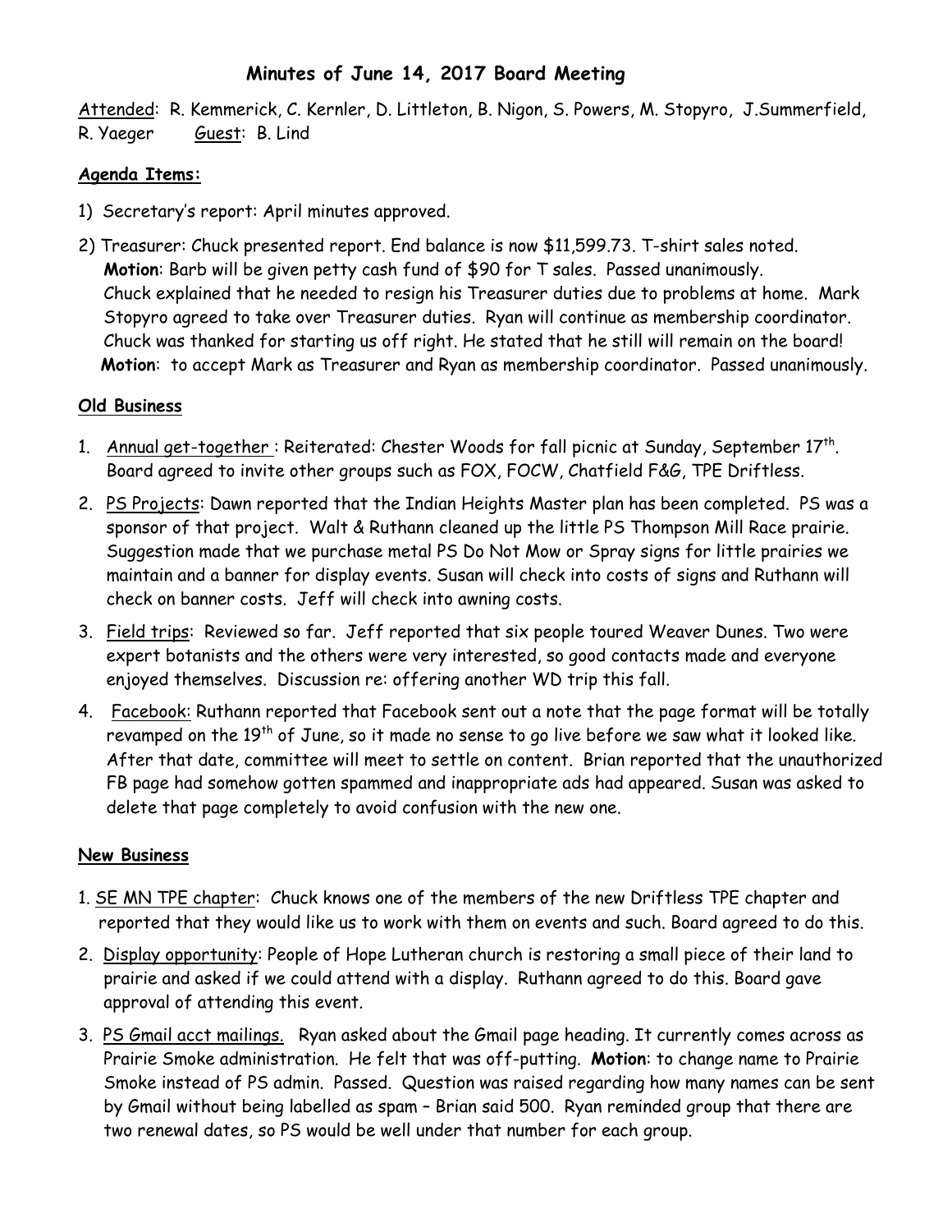# Minutes of June 14, 2017 Board Meeting

Attended: R. Kemmerick, C. Kernler, D. Littleton, B. Nigon, S. Powers, M. Stopyro, J.Summerfield, R. Yaeger Guest: B. Lind

## Agenda Items:

1) Secretary's report: April minutes approved.

2) Treasurer: Chuck presented report. End balance is now $11,599.73. T-shirt sales noted.
   **Motion**: Barb will be given petty cash fund of $90 for T sales. Passed unanimously.
   Chuck explained that he needed to resign his Treasurer duties due to problems at home. Mark Stopyro agreed to take over Treasurer duties. Ryan will continue as membership coordinator. Chuck was thanked for starting us off right. He stated that he still will remain on the board!
   **Motion**: to accept Mark as Treasurer and Ryan as membership coordinator. Passed unanimously.

## Old Business

1. Annual get-together : Reiterated: Chester Woods for fall picnic at Sunday, September 17th. Board agreed to invite other groups such as FOX, FOCW, Chatfield F&G, TPE Driftless.
2. PS Projects: Dawn reported that the Indian Heights Master plan has been completed. PS was a sponsor of that project. Walt & Ruthann cleaned up the little PS Thompson Mill Race prairie. Suggestion made that we purchase metal PS Do Not Mow or Spray signs for little prairies we maintain and a banner for display events. Susan will check into costs of signs and Ruthann will check on banner costs. Jeff will check into awning costs.
3. Field trips: Reviewed so far. Jeff reported that six people toured Weaver Dunes. Two were expert botanists and the others were very interested, so good contacts made and everyone enjoyed themselves. Discussion re: offering another WD trip this fall.
4. Facebook: Ruthann reported that Facebook sent out a note that the page format will be totally revamped on the 19th of June, so it made no sense to go live before we saw what it looked like. After that date, committee will meet to settle on content. Brian reported that the unauthorized FB page had somehow gotten spammed and inappropriate ads had appeared. Susan was asked to delete that page completely to avoid confusion with the new one.

## New Business

1. SE MN TPE chapter: Chuck knows one of the members of the new Driftless TPE chapter and reported that they would like us to work with them on events and such. Board agreed to do this.
2. Display opportunity: People of Hope Lutheran church is restoring a small piece of their land to prairie and asked if we could attend with a display. Ruthann agreed to do this. Board gave approval of attending this event.
3. PS Gmail acct mailings. Ryan asked about the Gmail page heading. It currently comes across as Prairie Smoke administration. He felt that was off-putting. **Motion**: to change name to Prairie Smoke instead of PS admin. Passed. Question was raised regarding how many names can be sent by Gmail without being labelled as spam – Brian said 500. Ryan reminded group that there are two renewal dates, so PS would be well under that number for each group.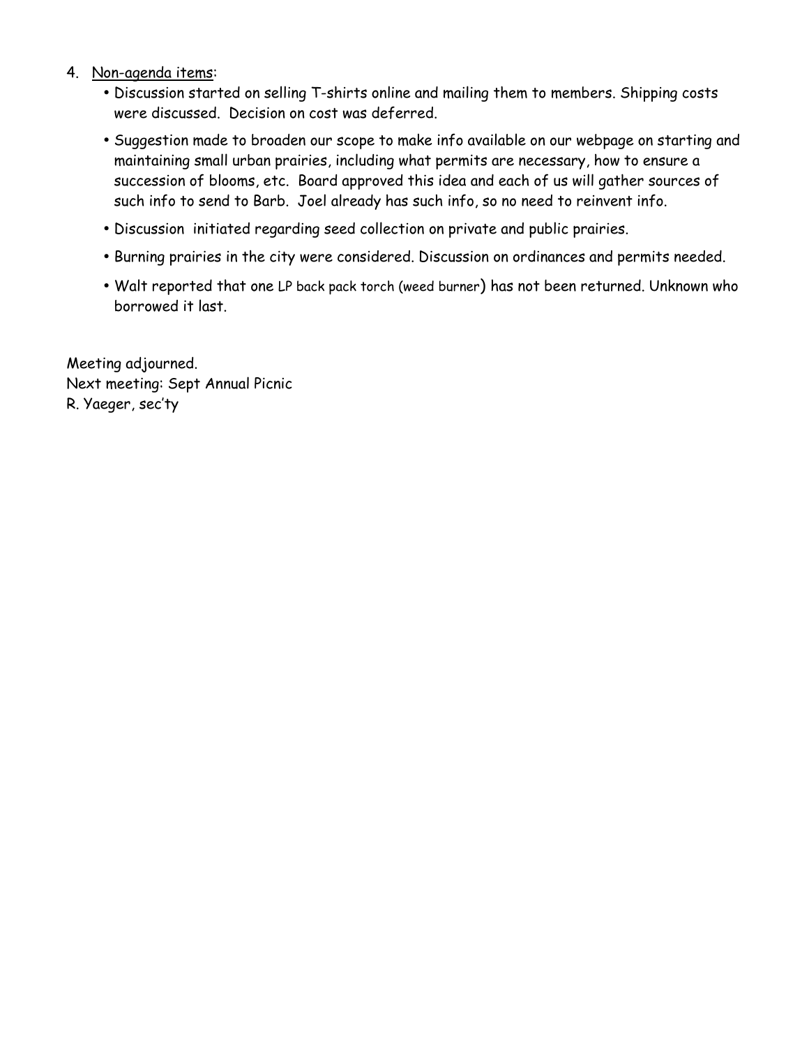4. <u>Non-agenda items</u>:
   - Discussion started on selling T-shirts online and mailing them to members. Shipping costs were discussed. Decision on cost was deferred.
   - Suggestion made to broaden our scope to make info available on our webpage on starting and maintaining small urban prairies, including what permits are necessary, how to ensure a succession of blooms, etc. Board approved this idea and each of us will gather sources of such info to send to Barb. Joel already has such info, so no need to reinvent info.
   - Discussion initiated regarding seed collection on private and public prairies.
   - Burning prairies in the city were considered. Discussion on ordinances and permits needed.
   - Walt reported that one LP back pack torch (weed burner) has not been returned. Unknown who borrowed it last.

Meeting adjourned.
Next meeting: Sept Annual Picnic
R. Yaeger, sec'ty